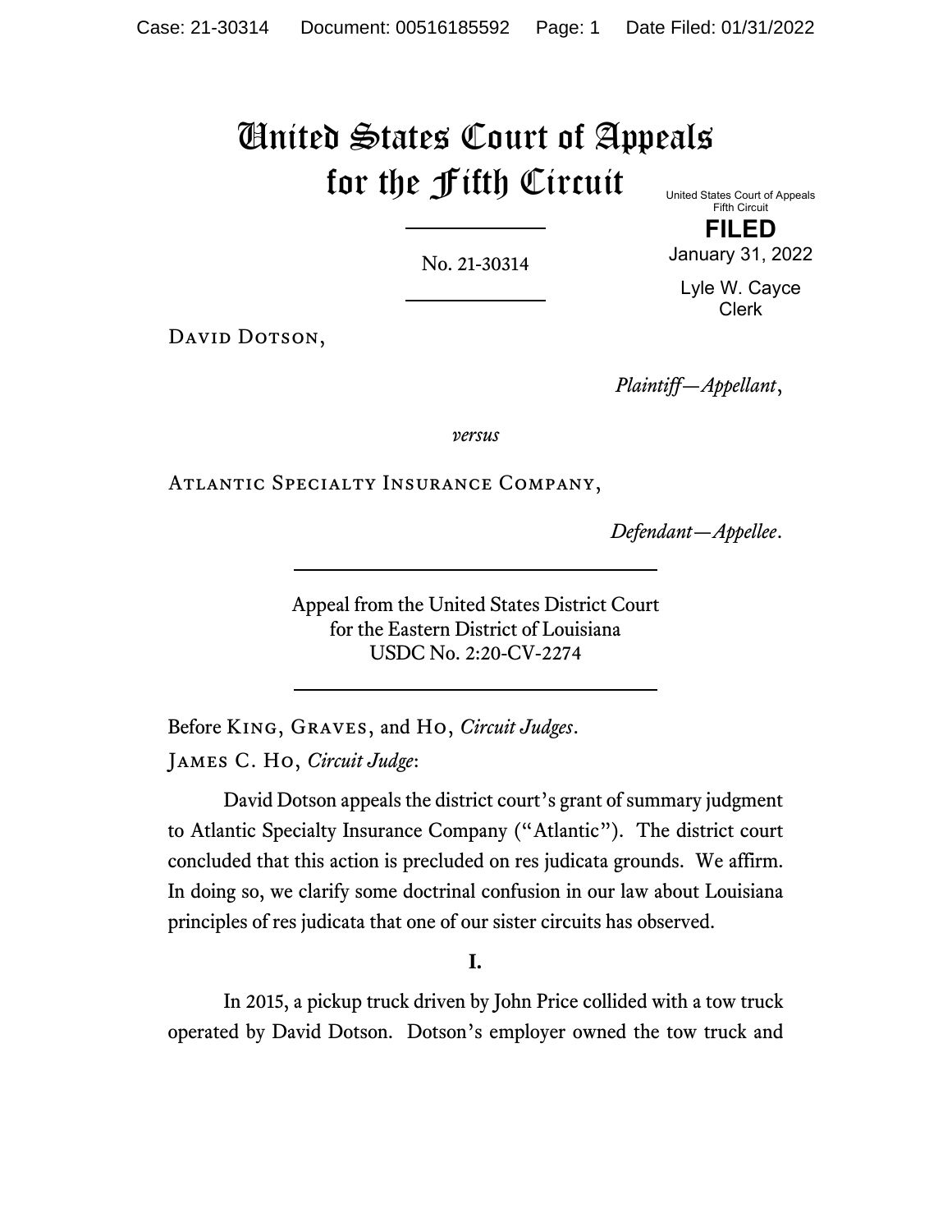# United States Court of Appeals for the Fifth Circuit

United States Court of Appeals
Fifth Circuit

**FILED**

January 31, 2022

Lyle W. Cayce
Clerk

No. 21-30314

David Dotson,

*Plaintiff—Appellant*,

*versus*

Atlantic Specialty Insurance Company,

*Defendant—Appellee*.

Appeal from the United States District Court
for the Eastern District of Louisiana
USDC No. 2:20-CV-2274

Before King, Graves, and Ho, *Circuit Judges*.

James C. Ho, *Circuit Judge*:

David Dotson appeals the district court's grant of summary judgment to Atlantic Specialty Insurance Company ("Atlantic"). The district court concluded that this action is precluded on res judicata grounds. We affirm. In doing so, we clarify some doctrinal confusion in our law about Louisiana principles of res judicata that one of our sister circuits has observed.

**I.**

In 2015, a pickup truck driven by John Price collided with a tow truck operated by David Dotson. Dotson's employer owned the tow truck and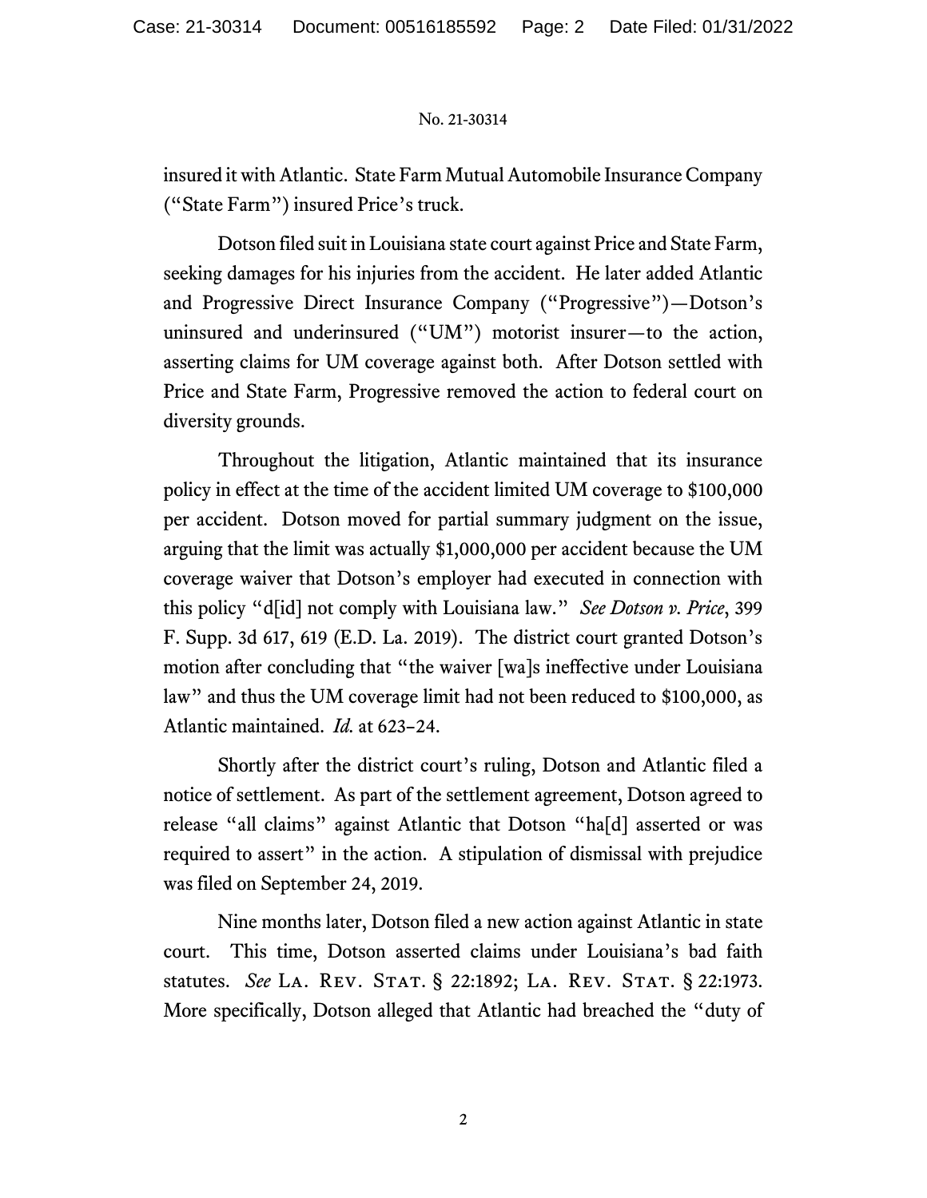insured it with Atlantic. State Farm Mutual Automobile Insurance Company ("State Farm") insured Price's truck.

Dotson filed suit in Louisiana state court against Price and State Farm, seeking damages for his injuries from the accident. He later added Atlantic and Progressive Direct Insurance Company ("Progressive")—Dotson's uninsured and underinsured ("UM") motorist insurer—to the action, asserting claims for UM coverage against both. After Dotson settled with Price and State Farm, Progressive removed the action to federal court on diversity grounds.

Throughout the litigation, Atlantic maintained that its insurance policy in effect at the time of the accident limited UM coverage to $100,000 per accident. Dotson moved for partial summary judgment on the issue, arguing that the limit was actually $1,000,000 per accident because the UM coverage waiver that Dotson's employer had executed in connection with this policy "d[id] not comply with Louisiana law." *See Dotson v. Price*, 399 F. Supp. 3d 617, 619 (E.D. La. 2019). The district court granted Dotson's motion after concluding that "the waiver [wa]s ineffective under Louisiana law" and thus the UM coverage limit had not been reduced to $100,000, as Atlantic maintained. *Id.* at 623–24.

Shortly after the district court's ruling, Dotson and Atlantic filed a notice of settlement. As part of the settlement agreement, Dotson agreed to release "all claims" against Atlantic that Dotson "ha[d] asserted or was required to assert" in the action. A stipulation of dismissal with prejudice was filed on September 24, 2019.

Nine months later, Dotson filed a new action against Atlantic in state court. This time, Dotson asserted claims under Louisiana's bad faith statutes. *See* La. Rev. Stat. § 22:1892; La. Rev. Stat. § 22:1973. More specifically, Dotson alleged that Atlantic had breached the "duty of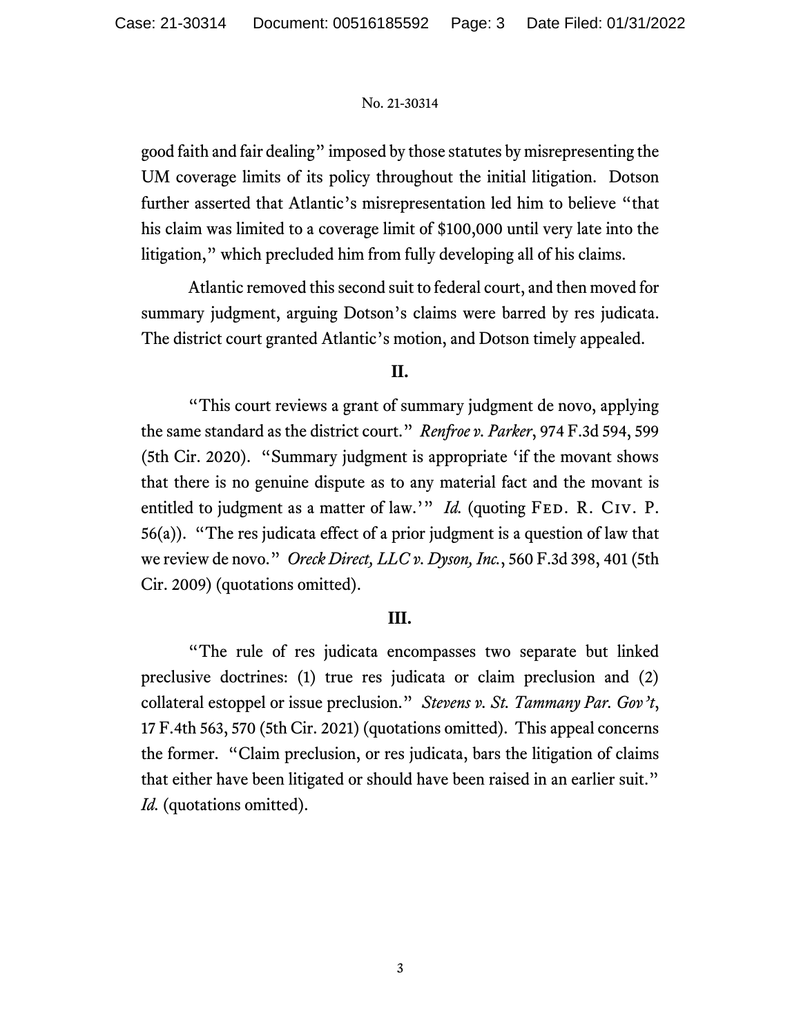good faith and fair dealing" imposed by those statutes by misrepresenting the UM coverage limits of its policy throughout the initial litigation. Dotson further asserted that Atlantic's misrepresentation led him to believe "that his claim was limited to a coverage limit of $100,000 until very late into the litigation," which precluded him from fully developing all of his claims.

Atlantic removed this second suit to federal court, and then moved for summary judgment, arguing Dotson's claims were barred by res judicata. The district court granted Atlantic's motion, and Dotson timely appealed.

## II.

"This court reviews a grant of summary judgment de novo, applying the same standard as the district court." *Renfroe v. Parker*, 974 F.3d 594, 599 (5th Cir. 2020). "Summary judgment is appropriate 'if the movant shows that there is no genuine dispute as to any material fact and the movant is entitled to judgment as a matter of law.'" *Id.* (quoting Fed. R. Civ. P. 56(a)). "The res judicata effect of a prior judgment is a question of law that we review de novo." *Oreck Direct, LLC v. Dyson, Inc.*, 560 F.3d 398, 401 (5th Cir. 2009) (quotations omitted).

## III.

"The rule of res judicata encompasses two separate but linked preclusive doctrines: (1) true res judicata or claim preclusion and (2) collateral estoppel or issue preclusion." *Stevens v. St. Tammany Par. Gov't*, 17 F.4th 563, 570 (5th Cir. 2021) (quotations omitted). This appeal concerns the former. "Claim preclusion, or res judicata, bars the litigation of claims that either have been litigated or should have been raised in an earlier suit." *Id.* (quotations omitted).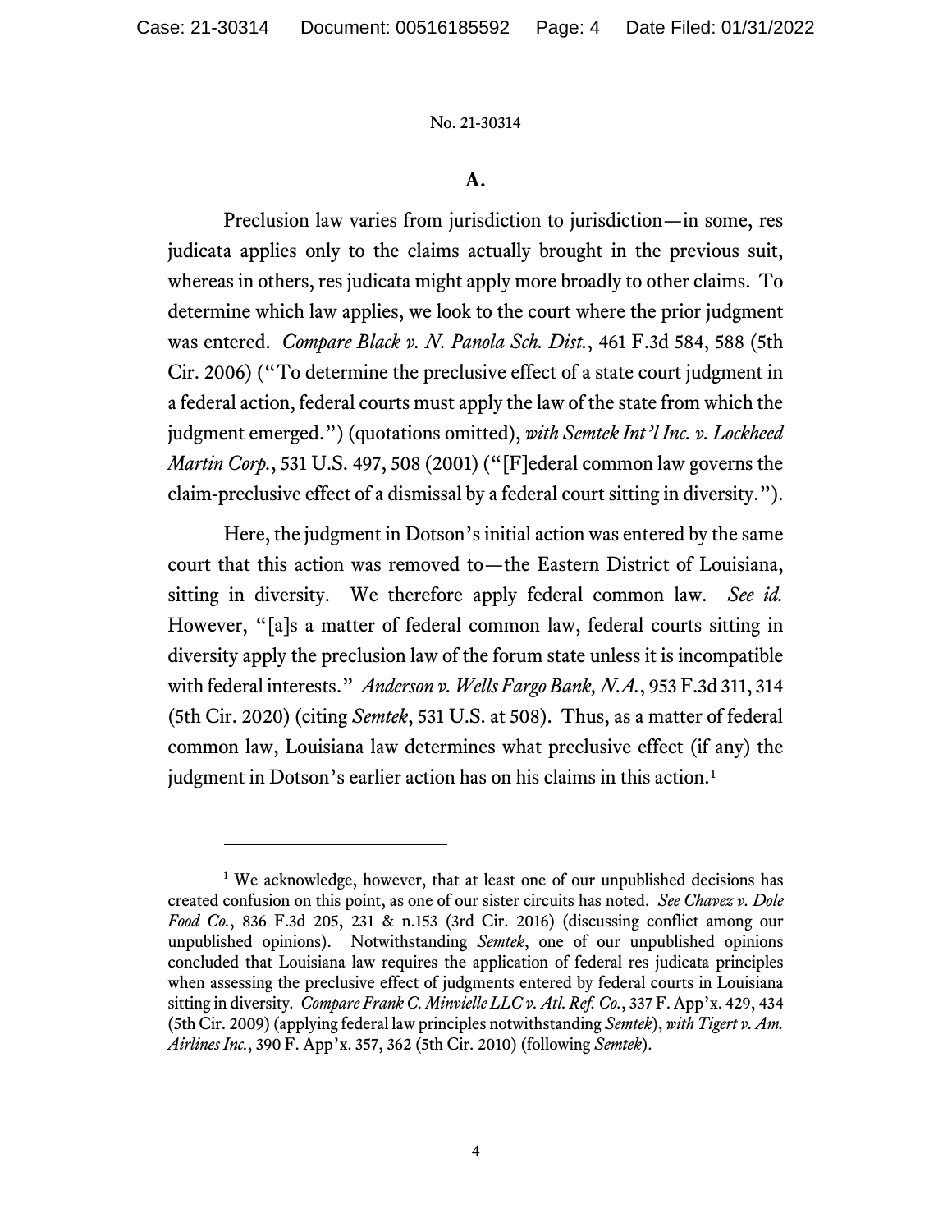### A.

Preclusion law varies from jurisdiction to jurisdiction—in some, res judicata applies only to the claims actually brought in the previous suit, whereas in others, res judicata might apply more broadly to other claims. To determine which law applies, we look to the court where the prior judgment was entered. *Compare Black v. N. Panola Sch. Dist.*, 461 F.3d 584, 588 (5th Cir. 2006) ("To determine the preclusive effect of a state court judgment in a federal action, federal courts must apply the law of the state from which the judgment emerged.") (quotations omitted), *with Semtek Int'l Inc. v. Lockheed Martin Corp.*, 531 U.S. 497, 508 (2001) ("[F]ederal common law governs the claim-preclusive effect of a dismissal by a federal court sitting in diversity.").

Here, the judgment in Dotson's initial action was entered by the same court that this action was removed to—the Eastern District of Louisiana, sitting in diversity. We therefore apply federal common law. *See id.* However, "[a]s a matter of federal common law, federal courts sitting in diversity apply the preclusion law of the forum state unless it is incompatible with federal interests." *Anderson v. Wells Fargo Bank, N.A.*, 953 F.3d 311, 314 (5th Cir. 2020) (citing *Semtek*, 531 U.S. at 508). Thus, as a matter of federal common law, Louisiana law determines what preclusive effect (if any) the judgment in Dotson's earlier action has on his claims in this action.[1]

---

[1] We acknowledge, however, that at least one of our unpublished decisions has created confusion on this point, as one of our sister circuits has noted. *See Chavez v. Dole Food Co.*, 836 F.3d 205, 231 & n.153 (3rd Cir. 2016) (discussing conflict among our unpublished opinions). Notwithstanding *Semtek*, one of our unpublished opinions concluded that Louisiana law requires the application of federal res judicata principles when assessing the preclusive effect of judgments entered by federal courts in Louisiana sitting in diversity. *Compare Frank C. Minvielle LLC v. Atl. Ref. Co.*, 337 F. App'x. 429, 434 (5th Cir. 2009) (applying federal law principles notwithstanding *Semtek*), *with Tigert v. Am. Airlines Inc.*, 390 F. App'x. 357, 362 (5th Cir. 2010) (following *Semtek*).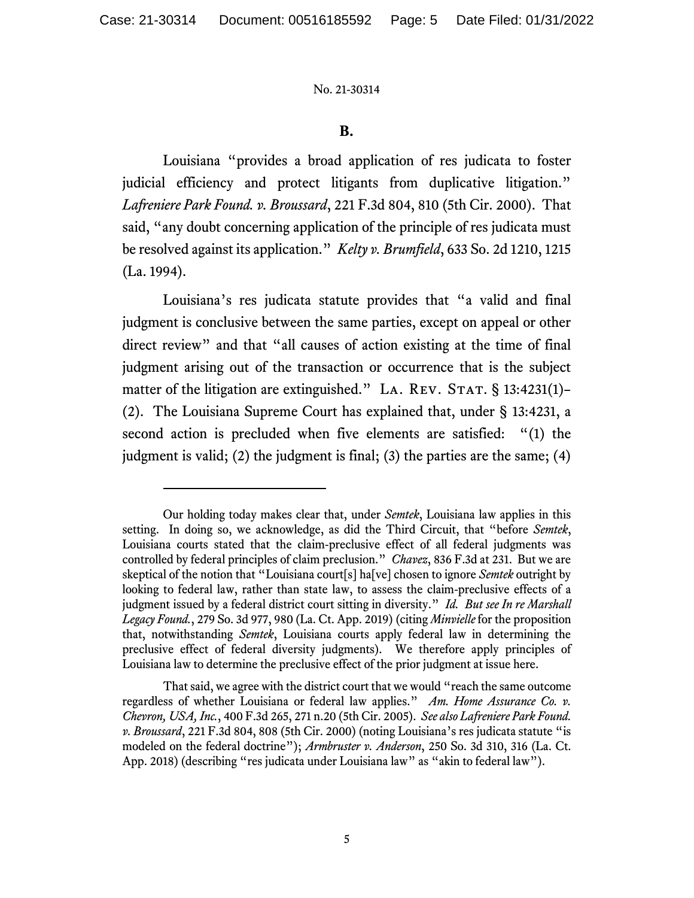### B.

Louisiana "provides a broad application of res judicata to foster judicial efficiency and protect litigants from duplicative litigation." *Lafreniere Park Found. v. Broussard*, 221 F.3d 804, 810 (5th Cir. 2000). That said, "any doubt concerning application of the principle of res judicata must be resolved against its application." *Kelty v. Brumfield*, 633 So. 2d 1210, 1215 (La. 1994).

Louisiana's res judicata statute provides that "a valid and final judgment is conclusive between the same parties, except on appeal or other direct review" and that "all causes of action existing at the time of final judgment arising out of the transaction or occurrence that is the subject matter of the litigation are extinguished." La. Rev. Stat. § 13:4231(1)–(2). The Louisiana Supreme Court has explained that, under § 13:4231, a second action is precluded when five elements are satisfied: "(1) the judgment is valid; (2) the judgment is final; (3) the parties are the same; (4)

---

Our holding today makes clear that, under *Semtek*, Louisiana law applies in this setting. In doing so, we acknowledge, as did the Third Circuit, that "before *Semtek*, Louisiana courts stated that the claim-preclusive effect of all federal judgments was controlled by federal principles of claim preclusion." *Chavez*, 836 F.3d at 231. But we are skeptical of the notion that "Louisiana court[s] ha[ve] chosen to ignore *Semtek* outright by looking to federal law, rather than state law, to assess the claim-preclusive effects of a judgment issued by a federal district court sitting in diversity." *Id. But see In re Marshall Legacy Found.*, 279 So. 3d 977, 980 (La. Ct. App. 2019) (citing *Minvielle* for the proposition that, notwithstanding *Semtek*, Louisiana courts apply federal law in determining the preclusive effect of federal diversity judgments). We therefore apply principles of Louisiana law to determine the preclusive effect of the prior judgment at issue here.

That said, we agree with the district court that we would "reach the same outcome regardless of whether Louisiana or federal law applies." *Am. Home Assurance Co. v. Chevron, USA, Inc.*, 400 F.3d 265, 271 n.20 (5th Cir. 2005). *See also Lafreniere Park Found. v. Broussard*, 221 F.3d 804, 808 (5th Cir. 2000) (noting Louisiana's res judicata statute "is modeled on the federal doctrine"); *Armbruster v. Anderson*, 250 So. 3d 310, 316 (La. Ct. App. 2018) (describing "res judicata under Louisiana law" as "akin to federal law").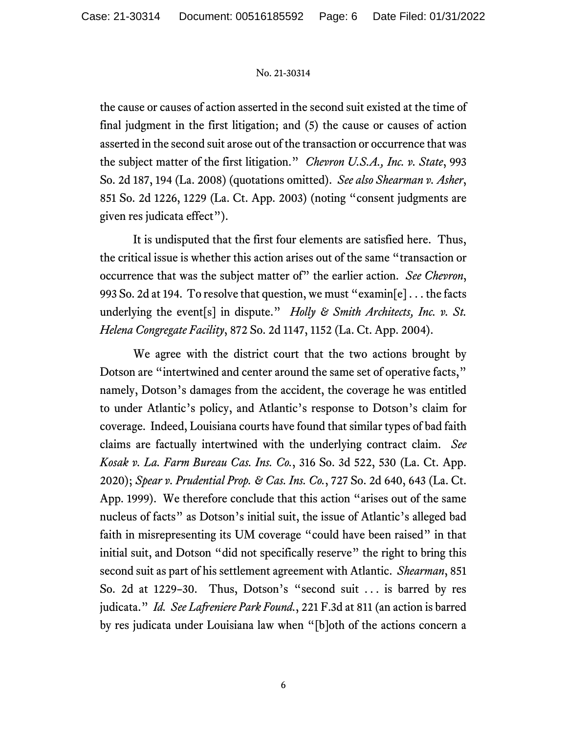the cause or causes of action asserted in the second suit existed at the time of final judgment in the first litigation; and (5) the cause or causes of action asserted in the second suit arose out of the transaction or occurrence that was the subject matter of the first litigation." *Chevron U.S.A., Inc. v. State*, 993 So. 2d 187, 194 (La. 2008) (quotations omitted). *See also Shearman v. Asher*, 851 So. 2d 1226, 1229 (La. Ct. App. 2003) (noting "consent judgments are given res judicata effect").

It is undisputed that the first four elements are satisfied here. Thus, the critical issue is whether this action arises out of the same "transaction or occurrence that was the subject matter of" the earlier action. *See Chevron*, 993 So. 2d at 194. To resolve that question, we must "examin[e] . . . the facts underlying the event[s] in dispute." *Holly & Smith Architects, Inc. v. St. Helena Congregate Facility*, 872 So. 2d 1147, 1152 (La. Ct. App. 2004).

We agree with the district court that the two actions brought by Dotson are "intertwined and center around the same set of operative facts," namely, Dotson's damages from the accident, the coverage he was entitled to under Atlantic's policy, and Atlantic's response to Dotson's claim for coverage. Indeed, Louisiana courts have found that similar types of bad faith claims are factually intertwined with the underlying contract claim. *See Kosak v. La. Farm Bureau Cas. Ins. Co.*, 316 So. 3d 522, 530 (La. Ct. App. 2020); *Spear v. Prudential Prop. & Cas. Ins. Co.*, 727 So. 2d 640, 643 (La. Ct. App. 1999). We therefore conclude that this action "arises out of the same nucleus of facts" as Dotson's initial suit, the issue of Atlantic's alleged bad faith in misrepresenting its UM coverage "could have been raised" in that initial suit, and Dotson "did not specifically reserve" the right to bring this second suit as part of his settlement agreement with Atlantic. *Shearman*, 851 So. 2d at 1229–30. Thus, Dotson's "second suit . . . is barred by res judicata." *Id. See Lafreniere Park Found.*, 221 F.3d at 811 (an action is barred by res judicata under Louisiana law when "[b]oth of the actions concern a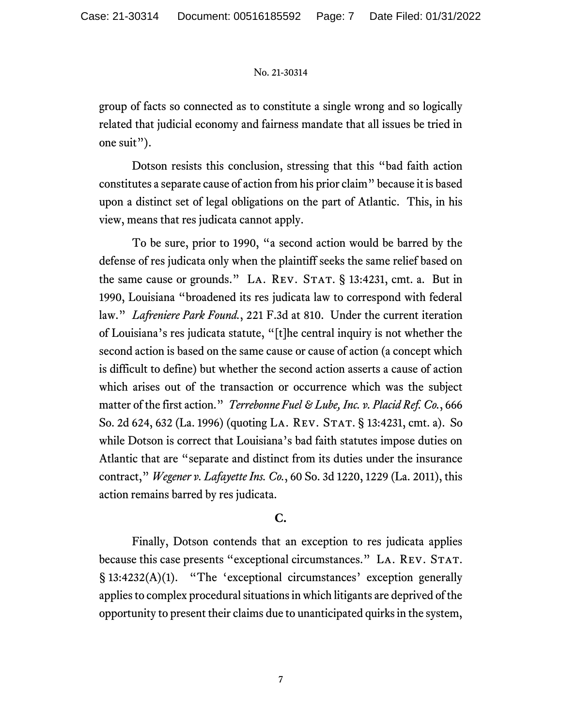group of facts so connected as to constitute a single wrong and so logically related that judicial economy and fairness mandate that all issues be tried in one suit").

Dotson resists this conclusion, stressing that this "bad faith action constitutes a separate cause of action from his prior claim" because it is based upon a distinct set of legal obligations on the part of Atlantic. This, in his view, means that res judicata cannot apply.

To be sure, prior to 1990, "a second action would be barred by the defense of res judicata only when the plaintiff seeks the same relief based on the same cause or grounds." La. Rev. Stat. § 13:4231, cmt. a. But in 1990, Louisiana "broadened its res judicata law to correspond with federal law." *Lafreniere Park Found.*, 221 F.3d at 810. Under the current iteration of Louisiana's res judicata statute, "[t]he central inquiry is not whether the second action is based on the same cause or cause of action (a concept which is difficult to define) but whether the second action asserts a cause of action which arises out of the transaction or occurrence which was the subject matter of the first action." *Terrebonne Fuel & Lube, Inc. v. Placid Ref. Co.*, 666 So. 2d 624, 632 (La. 1996) (quoting La. Rev. Stat. § 13:4231, cmt. a). So while Dotson is correct that Louisiana's bad faith statutes impose duties on Atlantic that are "separate and distinct from its duties under the insurance contract," *Wegener v. Lafayette Ins. Co.*, 60 So. 3d 1220, 1229 (La. 2011), this action remains barred by res judicata.

## C.

Finally, Dotson contends that an exception to res judicata applies because this case presents "exceptional circumstances." La. Rev. Stat. § 13:4232(A)(1). "The 'exceptional circumstances' exception generally applies to complex procedural situations in which litigants are deprived of the opportunity to present their claims due to unanticipated quirks in the system,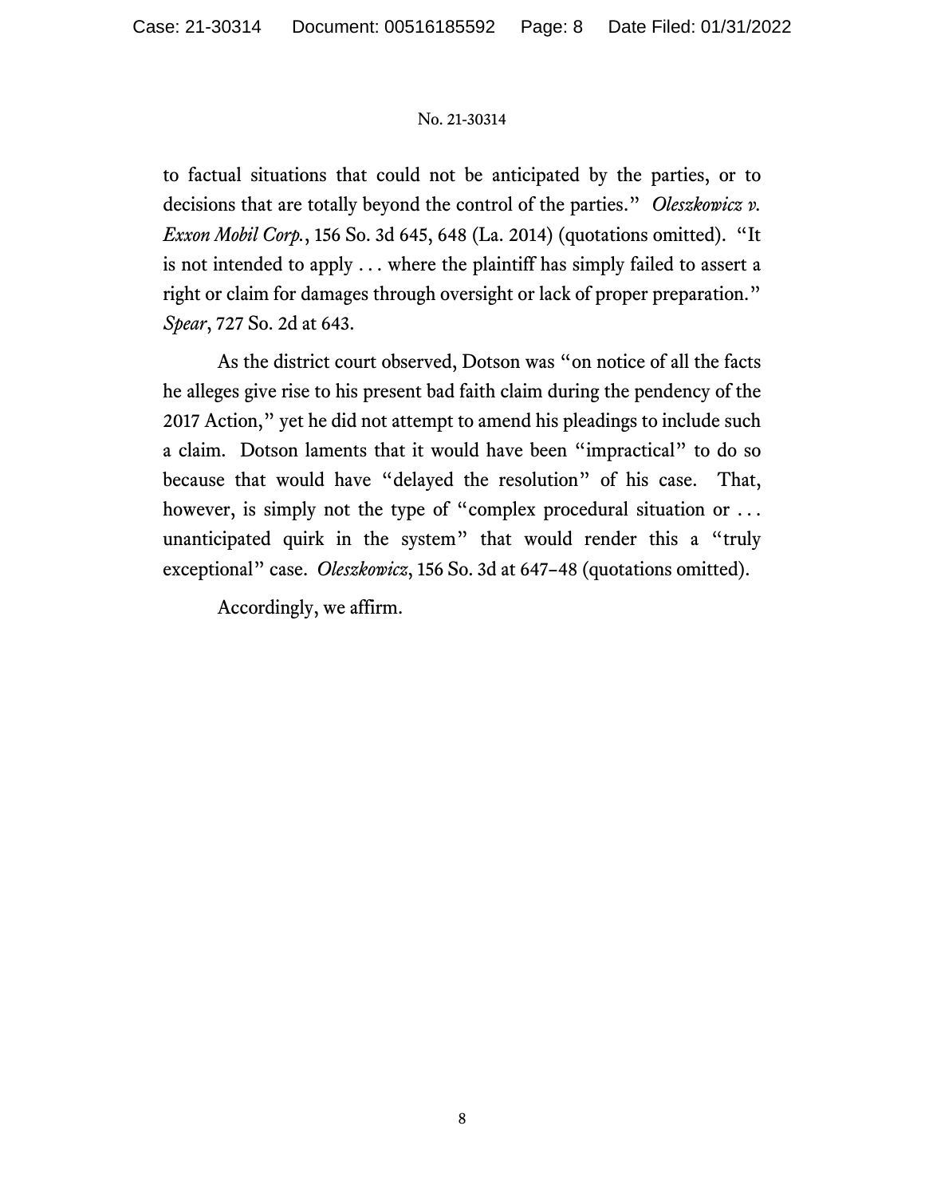to factual situations that could not be anticipated by the parties, or to decisions that are totally beyond the control of the parties." *Oleszkowicz v. Exxon Mobil Corp.*, 156 So. 3d 645, 648 (La. 2014) (quotations omitted). "It is not intended to apply . . . where the plaintiff has simply failed to assert a right or claim for damages through oversight or lack of proper preparation." *Spear*, 727 So. 2d at 643.

As the district court observed, Dotson was "on notice of all the facts he alleges give rise to his present bad faith claim during the pendency of the 2017 Action," yet he did not attempt to amend his pleadings to include such a claim. Dotson laments that it would have been "impractical" to do so because that would have "delayed the resolution" of his case. That, however, is simply not the type of "complex procedural situation or . . . unanticipated quirk in the system" that would render this a "truly exceptional" case. *Oleszkowicz*, 156 So. 3d at 647–48 (quotations omitted).

Accordingly, we affirm.